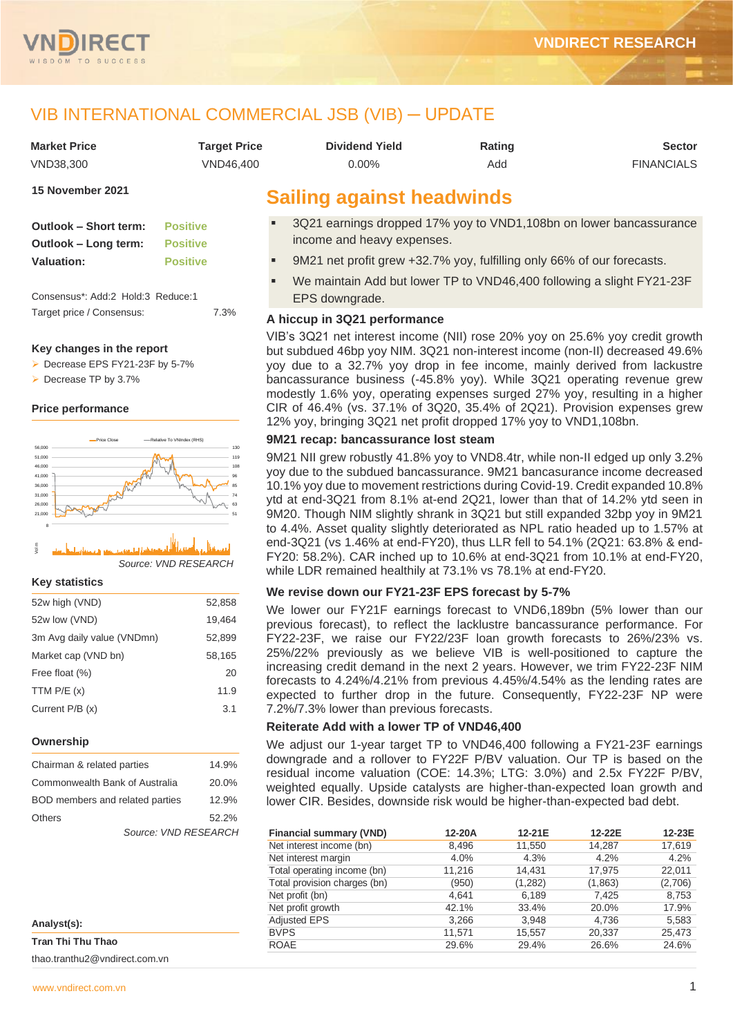# VIB INTERNATIONAL COMMERCIAL JSB (VIB) ─ UPDATE

| Market Price | Target Price | Dividend Yield | Rating | Sector |
|---|---|---|---|---|
| VND38,300 | VND46,400 | 0.00% | Add | FINANCIALS |

**15 November 2021**

| | |
|---|---|
| **Outlook – Short term:** | Positive |
| **Outlook – Long term:** | Positive |
| **Valuation:** | Positive |

Consensus*: Add:2 Hold:3 Reduce:1

Target price / Consensus: 7.3%

### Key changes in the report

- Decrease EPS FY21-23F by 5-7%
- Decrease TP by 3.7%

### Price performance

Source: VND RESEARCH

### Key statistics

| | |
|---|---|
| 52w high (VND) | 52,858 |
| 52w low (VND) | 19,464 |
| 3m Avg daily value (VNDmn) | 52,899 |
| Market cap (VND bn) | 58,165 |
| Free float (%) | 20 |
| TTM P/E (x) | 11.9 |
| Current P/B (x) | 3.1 |

### Ownership

| | |
|---|---|
| Chairman & related parties | 14.9% |
| Commonwealth Bank of Australia | 20.0% |
| BOD members and related parties | 12.9% |
| Others | 52.2% |

Source: VND RESEARCH

**Analyst(s):**

**Tran Thi Thu Thao**

thao.tranthu2@vndirect.com.vn

## Sailing against headwinds

- 3Q21 earnings dropped 17% yoy to VND1,108bn on lower bancassurance income and heavy expenses.
- 9M21 net profit grew +32.7% yoy, fulfilling only 66% of our forecasts.
- We maintain Add but lower TP to VND46,400 following a slight FY21-23F EPS downgrade.

### A hiccup in 3Q21 performance

VIB's 3Q21 net interest income (NII) rose 20% yoy on 25.6% yoy credit growth but subdued 46bp yoy NIM. 3Q21 non-interest income (non-II) decreased 49.6% yoy due to a 32.7% yoy drop in fee income, mainly derived from lackustre bancassurance business (-45.8% yoy). While 3Q21 operating revenue grew modestly 1.6% yoy, operating expenses surged 27% yoy, resulting in a higher CIR of 46.4% (vs. 37.1% of 3Q20, 35.4% of 2Q21). Provision expenses grew 12% yoy, bringing 3Q21 net profit dropped 17% yoy to VND1,108bn.

### 9M21 recap: bancassurance lost steam

9M21 NII grew robustly 41.8% yoy to VND8.4tr, while non-II edged up only 3.2% yoy due to the subdued bancassurance. 9M21 bancassurance income decreased 10.1% yoy due to movement restrictions during Covid-19. Credit expanded 10.8% ytd at end-3Q21 from 8.1% at-end 2Q21, lower than that of 14.2% ytd seen in 9M20. Though NIM slightly shrank in 3Q21 but still expanded 32bp yoy in 9M21 to 4.4%. Asset quality slightly deteriorated as NPL ratio headed up to 1.57% at end-3Q21 (vs 1.46% at end-FY20), thus LLR fell to 54.1% (2Q21: 63.8% & end-FY20: 58.2%). CAR inched up to 10.6% at end-3Q21 from 10.1% at end-FY20, while LDR remained healthily at 73.1% vs 78.1% at end-FY20.

### We revise down our FY21-23F EPS forecast by 5-7%

We lower our FY21F earnings forecast to VND6,189bn (5% lower than our previous forecast), to reflect the lacklustre bancassurance performance. For FY22-23F, we raise our FY22/23F loan growth forecasts to 26%/23% vs. 25%/22% previously as we believe VIB is well-positioned to capture the increasing credit demand in the next 2 years. However, we trim FY22-23F NIM forecasts to 4.24%/4.21% from previous 4.45%/4.54% as the lending rates are expected to further drop in the future. Consequently, FY22-23F NP were 7.2%/7.3% lower than previous forecasts.

### Reiterate Add with a lower TP of VND46,400

We adjust our 1-year target TP to VND46,400 following a FY21-23F earnings downgrade and a rollover to FY22F P/BV valuation. Our TP is based on the residual income valuation (COE: 14.3%; LTG: 3.0%) and 2.5x FY22F P/BV, weighted equally. Upside catalysts are higher-than-expected loan growth and lower CIR. Besides, downside risk would be higher-than-expected bad debt.

| Financial summary (VND) | 12-20A | 12-21E | 12-22E | 12-23E |
|---|---|---|---|---|
| Net interest income (bn) | 8,496 | 11,550 | 14,287 | 17,619 |
| Net interest margin | 4.0% | 4.3% | 4.2% | 4.2% |
| Total operating income (bn) | 11,216 | 14,431 | 17,975 | 22,011 |
| Total provision charges (bn) | (950) | (1,282) | (1,863) | (2,706) |
| Net profit (bn) | 4,641 | 6,189 | 7,425 | 8,753 |
| Net profit growth | 42.1% | 33.4% | 20.0% | 17.9% |
| Adjusted EPS | 3,266 | 3,948 | 4,736 | 5,583 |
| BVPS | 11,571 | 15,557 | 20,337 | 25,473 |
| ROAE | 29.6% | 29.4% | 26.6% | 24.6% |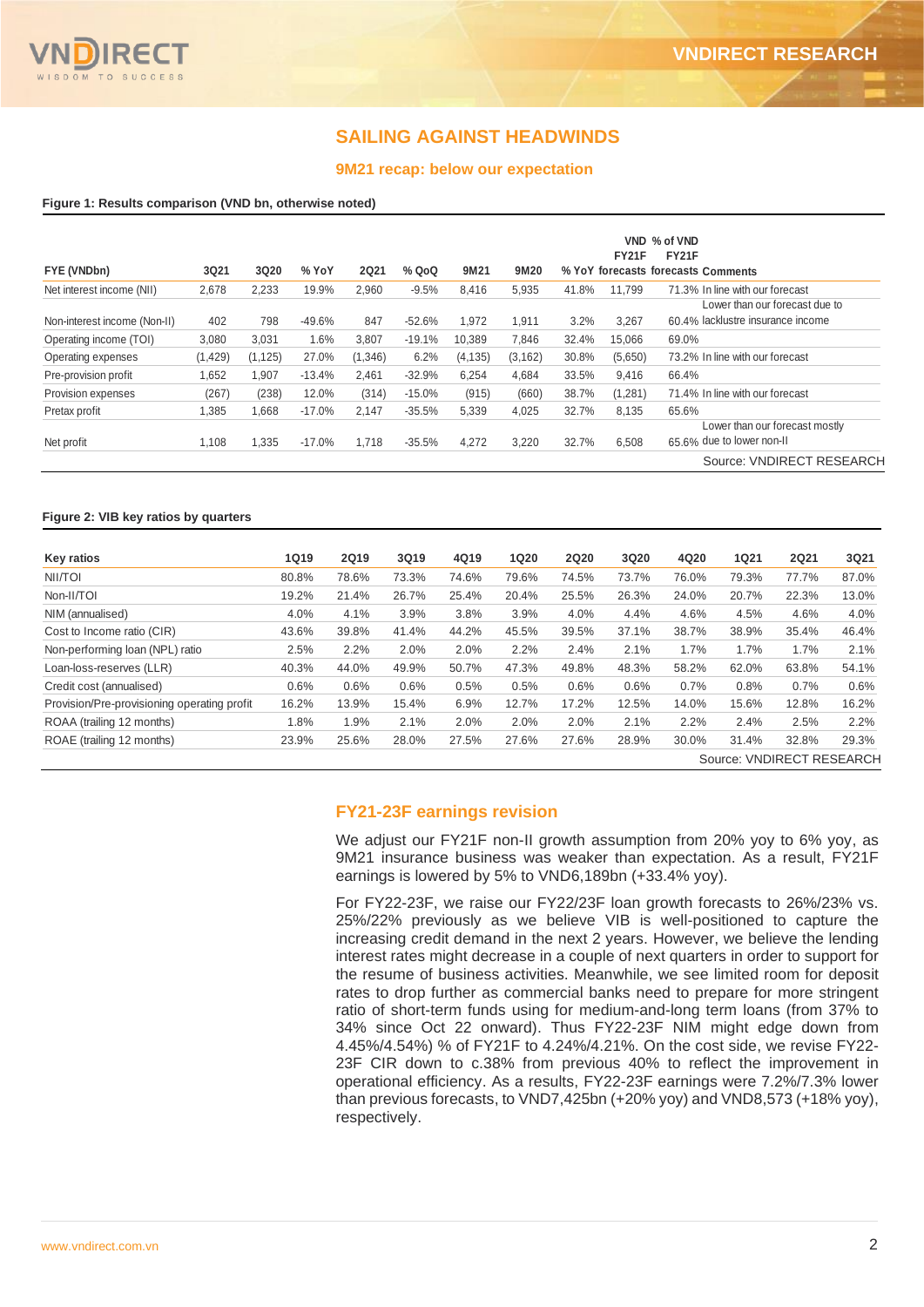## SAILING AGAINST HEADWINDS

### 9M21 recap: below our expectation

**Figure 1: Results comparison (VND bn, otherwise noted)**

| FYE (VNDbn) | 3Q21 | 3Q20 | % YoY | 2Q21 | % QoQ | 9M21 | 9M20 | % YoY | VND FY21F forecasts | % of VND FY21F forecasts | Comments |
|---|---|---|---|---|---|---|---|---|---|---|---|
| Net interest income (NII) | 2,678 | 2,233 | 19.9% | 2,960 | -9.5% | 8,416 | 5,935 | 41.8% | 11,799 | 71.3% | In line with our forecast |
| Non-interest income (Non-II) | 402 | 798 | -49.6% | 847 | -52.6% | 1,972 | 1,911 | 3.2% | 3,267 | 60.4% | Lower than our forecast due to lacklustre insurance income |
| Operating income (TOI) | 3,080 | 3,031 | 1.6% | 3,807 | -19.1% | 10,389 | 7,846 | 32.4% | 15,066 | 69.0% | |
| Operating expenses | (1,429) | (1,125) | 27.0% | (1,346) | 6.2% | (4,135) | (3,162) | 30.8% | (5,650) | 73.2% | In line with our forecast |
| Pre-provision profit | 1,652 | 1,907 | -13.4% | 2,461 | -32.9% | 6,254 | 4,684 | 33.5% | 9,416 | 66.4% | |
| Provision expenses | (267) | (238) | 12.0% | (314) | -15.0% | (915) | (660) | 38.7% | (1,281) | 71.4% | In line with our forecast |
| Pretax profit | 1,385 | 1,668 | -17.0% | 2,147 | -35.5% | 5,339 | 4,025 | 32.7% | 8,135 | 65.6% | |
| Net profit | 1,108 | 1,335 | -17.0% | 1,718 | -35.5% | 4,272 | 3,220 | 32.7% | 6,508 | 65.6% | Lower than our forecast mostly due to lower non-II |

Source: VNDIRECT RESEARCH

**Figure 2: VIB key ratios by quarters**

| Key ratios | 1Q19 | 2Q19 | 3Q19 | 4Q19 | 1Q20 | 2Q20 | 3Q20 | 4Q20 | 1Q21 | 2Q21 | 3Q21 |
|---|---|---|---|---|---|---|---|---|---|---|---|
| NII/TOI | 80.8% | 78.6% | 73.3% | 74.6% | 79.6% | 74.5% | 73.7% | 76.0% | 79.3% | 77.7% | 87.0% |
| Non-II/TOI | 19.2% | 21.4% | 26.7% | 25.4% | 20.4% | 25.5% | 26.3% | 24.0% | 20.7% | 22.3% | 13.0% |
| NIM (annualised) | 4.0% | 4.1% | 3.9% | 3.8% | 3.9% | 4.0% | 4.4% | 4.6% | 4.5% | 4.6% | 4.0% |
| Cost to Income ratio (CIR) | 43.6% | 39.8% | 41.4% | 44.2% | 45.5% | 39.5% | 37.1% | 38.7% | 38.9% | 35.4% | 46.4% |
| Non-performing loan (NPL) ratio | 2.5% | 2.2% | 2.0% | 2.0% | 2.2% | 2.4% | 2.1% | 1.7% | 1.7% | 1.7% | 2.1% |
| Loan-loss-reserves (LLR) | 40.3% | 44.0% | 49.9% | 50.7% | 47.3% | 49.8% | 48.3% | 58.2% | 62.0% | 63.8% | 54.1% |
| Credit cost (annualised) | 0.6% | 0.6% | 0.6% | 0.5% | 0.5% | 0.6% | 0.6% | 0.7% | 0.8% | 0.7% | 0.6% |
| Provision/Pre-provisioning operating profit | 16.2% | 13.9% | 15.4% | 6.9% | 12.7% | 17.2% | 12.5% | 14.0% | 15.6% | 12.8% | 16.2% |
| ROAA (trailing 12 months) | 1.8% | 1.9% | 2.1% | 2.0% | 2.0% | 2.0% | 2.1% | 2.2% | 2.4% | 2.5% | 2.2% |
| ROAE (trailing 12 months) | 23.9% | 25.6% | 28.0% | 27.5% | 27.6% | 27.6% | 28.9% | 30.0% | 31.4% | 32.8% | 29.3% |

Source: VNDIRECT RESEARCH

### FY21-23F earnings revision

We adjust our FY21F non-II growth assumption from 20% yoy to 6% yoy, as 9M21 insurance business was weaker than expectation. As a result, FY21F earnings is lowered by 5% to VND6,189bn (+33.4% yoy).

For FY22-23F, we raise our FY22/23F loan growth forecasts to 26%/23% vs. 25%/22% previously as we believe VIB is well-positioned to capture the increasing credit demand in the next 2 years. However, we believe the lending interest rates might decrease in a couple of next quarters in order to support for the resume of business activities. Meanwhile, we see limited room for deposit rates to drop further as commercial banks need to prepare for more stringent ratio of short-term funds using for medium-and-long term loans (from 37% to 34% since Oct 22 onward). Thus FY22-23F NIM might edge down from 4.45%/4.54%) % of FY21F to 4.24%/4.21%. On the cost side, we revise FY22-23F CIR down to c.38% from previous 40% to reflect the improvement in operational efficiency. As a results, FY22-23F earnings were 7.2%/7.3% lower than previous forecasts, to VND7,425bn (+20% yoy) and VND8,573 (+18% yoy), respectively.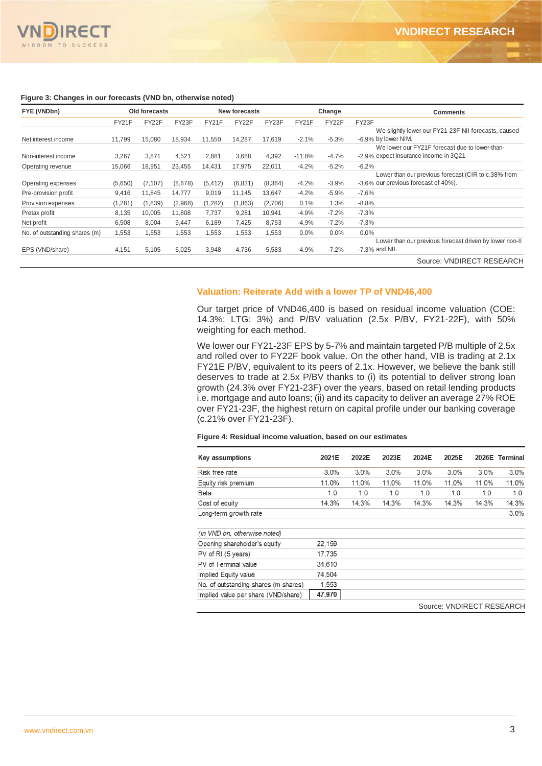**Figure 3: Changes in our forecasts (VND bn, otherwise noted)**

| FYE (VNDbn) | Old forecasts | | | New forecasts | | | Change | | | Comments |
|---|---|---|---|---|---|---|---|---|---|---|
| | FY21F | FY22F | FY23F | FY21F | FY22F | FY23F | FY21F | FY22F | FY23F | |
| Net interest income | 11,799 | 15,080 | 18,934 | 11,550 | 14,287 | 17,619 | -2.1% | -5.3% | -6.9% | We slightly lower our FY21-23F NII forecasts, caused by lower NIM. |
| Non-interest income | 3,267 | 3,871 | 4,521 | 2,881 | 3,688 | 4,392 | -11.8% | -4.7% | -2.9% | We lower our FY21F forecast due to lower-than-expect insurance income in 3Q21 |
| Operating revenue | 15,066 | 18,951 | 23,455 | 14,431 | 17,975 | 22,011 | -4.2% | -5.2% | -6.2% | |
| Operating expenses | (5,650) | (7,107) | (8,678) | (5,412) | (6,831) | (8,364) | -4.2% | -3.9% | -3.6% | Lower than our previous forecast (CIR to c.38% from our previous forecast of 40%). |
| Pre-provision profit | 9,416 | 11,845 | 14,777 | 9,019 | 11,145 | 13,647 | -4.2% | -5.9% | -7.6% | |
| Provision expenses | (1,281) | (1,839) | (2,968) | (1,282) | (1,863) | (2,706) | 0.1% | 1.3% | -8.8% | |
| Pretax profit | 8,135 | 10,005 | 11,808 | 7,737 | 9,281 | 10,941 | -4.9% | -7.2% | -7.3% | |
| Net profit | 6,508 | 8,004 | 9,447 | 6,189 | 7,425 | 8,753 | -4.9% | -7.2% | -7.3% | |
| No. of outstanding shares (m) | 1,553 | 1,553 | 1,553 | 1,553 | 1,553 | 1,553 | 0.0% | 0.0% | 0.0% | |
| EPS (VND/share) | 4,151 | 5,105 | 6,025 | 3,948 | 4,736 | 5,583 | -4.9% | -7.2% | -7.3% | Lower than our previous forecast driven by lower non-II and NII. |

Source: VNDIRECT RESEARCH

## Valuation: Reiterate Add with a lower TP of VND46,400

Our target price of VND46,400 is based on residual income valuation (COE: 14.3%; LTG: 3%) and P/BV valuation (2.5x P/BV, FY21-22F), with 50% weighting for each method.

We lower our FY21-23F EPS by 5-7% and maintain targeted P/B multiple of 2.5x and rolled over to FY22F book value. On the other hand, VIB is trading at 2.1x FY21E P/BV, equivalent to its peers of 2.1x. However, we believe the bank still deserves to trade at 2.5x P/BV thanks to (i) its potential to deliver strong loan growth (24.3% over FY21-23F) over the years, based on retail lending products i.e. mortgage and auto loans; (ii) and its capacity to deliver an average 27% ROE over FY21-23F, the highest return on capital profile under our banking coverage (c.21% over FY21-23F).

**Figure 4: Residual income valuation, based on our estimates**

| Key assumptions | 2021E | 2022E | 2023E | 2024E | 2025E | 2026E | Terminal |
|---|---|---|---|---|---|---|---|
| Risk free rate | 3.0% | 3.0% | 3.0% | 3.0% | 3.0% | 3.0% | 3.0% |
| Equity risk premium | 11.0% | 11.0% | 11.0% | 11.0% | 11.0% | 11.0% | 11.0% |
| Beta | 1.0 | 1.0 | 1.0 | 1.0 | 1.0 | 1.0 | 1.0 |
| Cost of equity | 14.3% | 14.3% | 14.3% | 14.3% | 14.3% | 14.3% | 14.3% |
| Long-term growth rate | | | | | | | 3.0% |

| *(in VND bn, otherwise noted)* | |
|---|---|
| Opening shareholder's equity | 22,159 |
| PV of RI (5 years) | 17,735 |
| PV of Terminal value | 34,610 |
| Implied Equity value | 74,504 |
| No. of outstanding shares (m shares) | 1,553 |
| Implied value per share (VND/share) | **47,970** |

Source: VNDIRECT RESEARCH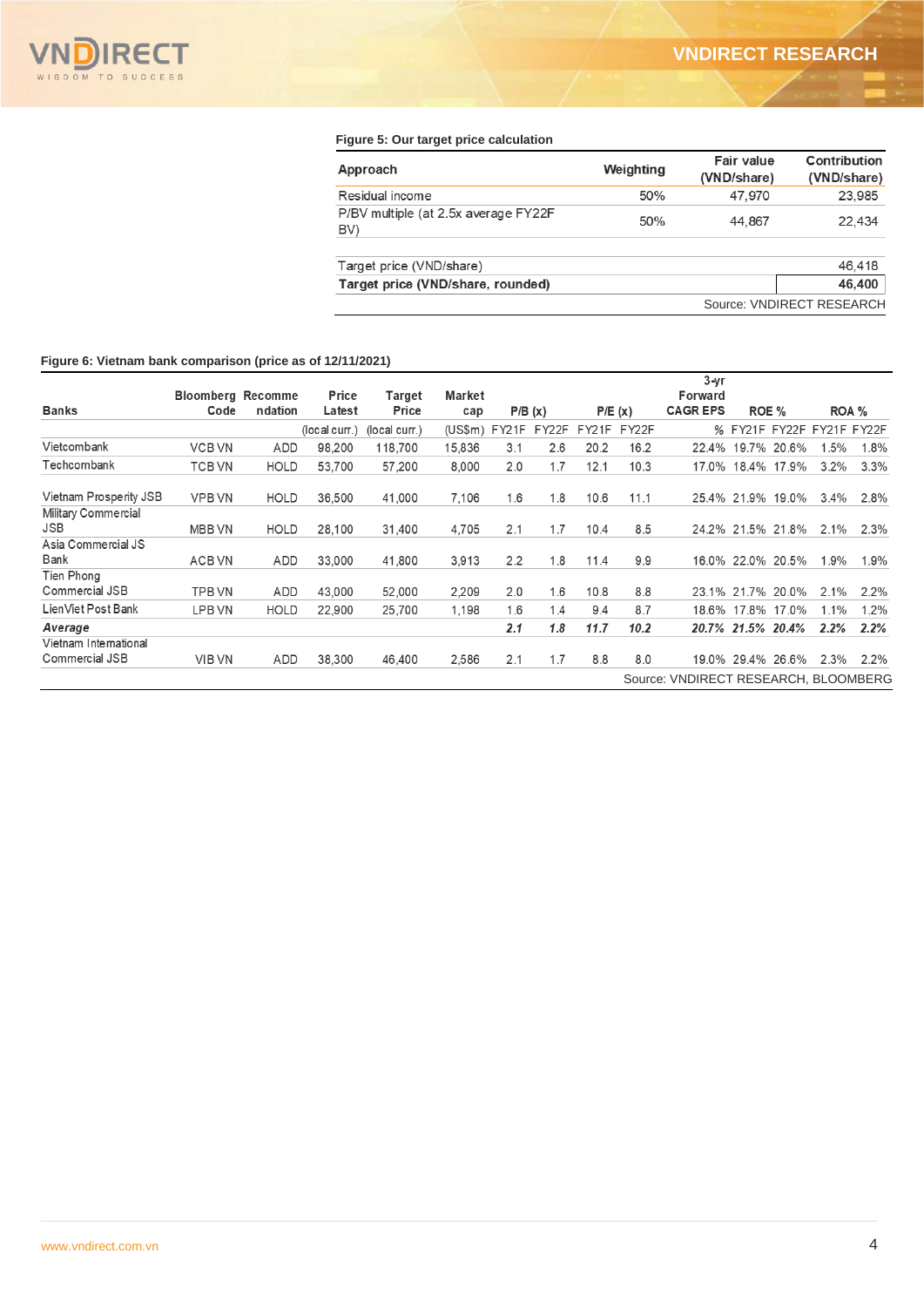**Figure 5: Our target price calculation**

| Approach | Weighting | Fair value (VND/share) | Contribution (VND/share) |
|---|---|---|---|
| Residual income | 50% | 47,970 | 23,985 |
| P/BV multiple (at 2.5x average FY22F BV) | 50% | 44,867 | 22,434 |
| | | | |
| Target price (VND/share) | | | 46,418 |
| **Target price (VND/share, rounded)** | | | **46,400** |

Source: VNDIRECT RESEARCH

**Figure 6: Vietnam bank comparison (price as of 12/11/2021)**

| Banks | Bloomberg Code | Recommendation | Price Latest | Target Price | Market cap | P/B (x) | | P/E (x) | | 3-yr Forward CAGR EPS | ROE % | | ROA % | |
|---|---|---|---|---|---|---|---|---|---|---|---|---|---|---|
| | | | (local curr.) | (local curr.) | (US$m) | FY21F | FY22F | FY21F | FY22F | % | FY21F | FY22F | FY21F | FY22F |
| Vietcombank | VCB VN | ADD | 98,200 | 118,700 | 15,836 | 3.1 | 2.6 | 20.2 | 16.2 | 22.4% | 19.7% | 20.6% | 1.5% | 1.8% |
| Techcombank | TCB VN | HOLD | 53,700 | 57,200 | 8,000 | 2.0 | 1.7 | 12.1 | 10.3 | 17.0% | 18.4% | 17.9% | 3.2% | 3.3% |
| Vietnam Prosperity JSB | VPB VN | HOLD | 36,500 | 41,000 | 7,106 | 1.6 | 1.8 | 10.6 | 11.1 | 25.4% | 21.9% | 19.0% | 3.4% | 2.8% |
| Military Commercial JSB | MBB VN | HOLD | 28,100 | 31,400 | 4,705 | 2.1 | 1.7 | 10.4 | 8.5 | 24.2% | 21.5% | 21.8% | 2.1% | 2.3% |
| Asia Commercial JS Bank | ACB VN | ADD | 33,000 | 41,800 | 3,913 | 2.2 | 1.8 | 11.4 | 9.9 | 16.0% | 22.0% | 20.5% | 1.9% | 1.9% |
| Tien Phong Commercial JSB | TPB VN | ADD | 43,000 | 52,000 | 2,209 | 2.0 | 1.6 | 10.8 | 8.8 | 23.1% | 21.7% | 20.0% | 2.1% | 2.2% |
| LienViet Post Bank | LPB VN | HOLD | 22,900 | 25,700 | 1,198 | 1.6 | 1.4 | 9.4 | 8.7 | 18.6% | 17.8% | 17.0% | 1.1% | 1.2% |
| ***Average*** | | | | | | ***2.1*** | ***1.8*** | ***11.7*** | ***10.2*** | ***20.7%*** | ***21.5%*** | ***20.4%*** | ***2.2%*** | ***2.2%*** |
| Vietnam International Commercial JSB | VIB VN | ADD | 38,300 | 46,400 | 2,586 | 2.1 | 1.7 | 8.8 | 8.0 | 19.0% | 29.4% | 26.6% | 2.3% | 2.2% |

Source: VNDIRECT RESEARCH, BLOOMBERG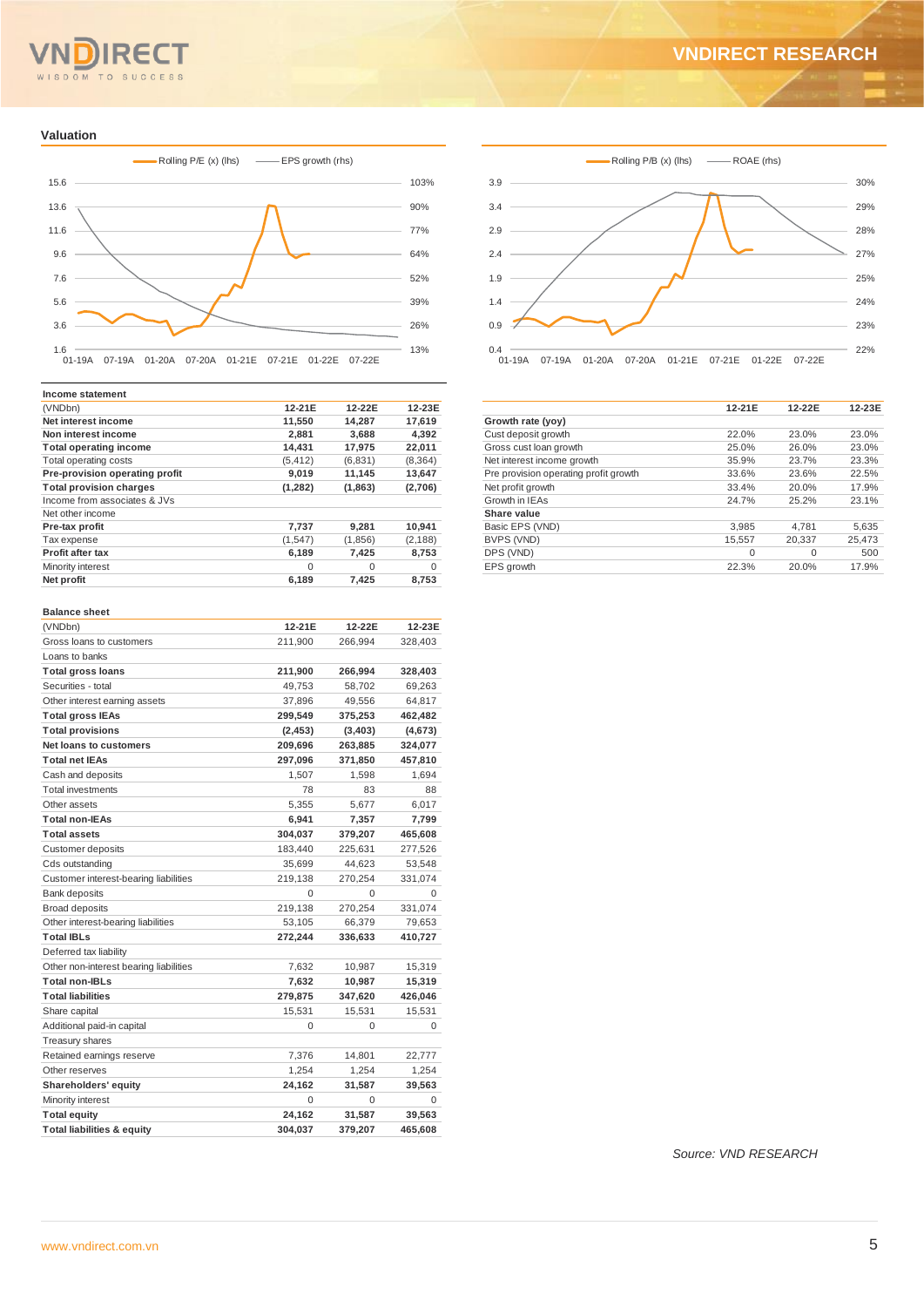## Valuation

Rolling P/E (x) (lhs) — EPS growth (rhs)

Rolling P/B (x) (lhs) — ROAE (rhs)

**Income statement**

| (VNDbn) | 12-21E | 12-22E | 12-23E |
|---|---|---|---|
| **Net interest income** | **11,550** | **14,287** | **17,619** |
| **Non interest income** | **2,881** | **3,688** | **4,392** |
| **Total operating income** | **14,431** | **17,975** | **22,011** |
| Total operating costs | (5,412) | (6,831) | (8,364) |
| **Pre-provision operating profit** | **9,019** | **11,145** | **13,647** |
| **Total provision charges** | **(1,282)** | **(1,863)** | **(2,706)** |
| Income from associates & JVs | | | |
| Net other income | | | |
| **Pre-tax profit** | **7,737** | **9,281** | **10,941** |
| Tax expense | (1,547) | (1,856) | (2,188) |
| **Profit after tax** | **6,189** | **7,425** | **8,753** |
| Minority interest | 0 | 0 | 0 |
| **Net profit** | **6,189** | **7,425** | **8,753** |

| | 12-21E | 12-22E | 12-23E |
|---|---|---|---|
| **Growth rate (yoy)** | | | |
| Cust deposit growth | 22.0% | 23.0% | 23.0% |
| Gross cust loan growth | 25.0% | 26.0% | 23.0% |
| Net interest income growth | 35.9% | 23.7% | 23.3% |
| Pre provision operating profit growth | 33.6% | 23.6% | 22.5% |
| Net profit growth | 33.4% | 20.0% | 17.9% |
| Growth in IEAs | 24.7% | 25.2% | 23.1% |
| **Share value** | | | |
| Basic EPS (VND) | 3,985 | 4,781 | 5,635 |
| BVPS (VND) | 15,557 | 20,337 | 25,473 |
| DPS (VND) | 0 | 0 | 500 |
| EPS growth | 22.3% | 20.0% | 17.9% |

**Balance sheet**

| (VNDbn) | 12-21E | 12-22E | 12-23E |
|---|---|---|---|
| Gross loans to customers | 211,900 | 266,994 | 328,403 |
| Loans to banks | | | |
| **Total gross loans** | **211,900** | **266,994** | **328,403** |
| Securities - total | 49,753 | 58,702 | 69,263 |
| Other interest earning assets | 37,896 | 49,556 | 64,817 |
| **Total gross IEAs** | **299,549** | **375,253** | **462,482** |
| **Total provisions** | **(2,453)** | **(3,403)** | **(4,673)** |
| **Net loans to customers** | **209,696** | **263,885** | **324,077** |
| **Total net IEAs** | **297,096** | **371,850** | **457,810** |
| Cash and deposits | 1,507 | 1,598 | 1,694 |
| Total investments | 78 | 83 | 88 |
| Other assets | 5,355 | 5,677 | 6,017 |
| **Total non-IEAs** | **6,941** | **7,357** | **7,799** |
| **Total assets** | **304,037** | **379,207** | **465,608** |
| Customer deposits | 183,440 | 225,631 | 277,526 |
| Cds outstanding | 35,699 | 44,623 | 53,548 |
| Customer interest-bearing liabilities | 219,138 | 270,254 | 331,074 |
| Bank deposits | 0 | 0 | 0 |
| Broad deposits | 219,138 | 270,254 | 331,074 |
| Other interest-bearing liabilities | 53,105 | 66,379 | 79,653 |
| **Total IBLs** | **272,244** | **336,633** | **410,727** |
| Deferred tax liability | | | |
| Other non-interest bearing liabilities | 7,632 | 10,987 | 15,319 |
| **Total non-IBLs** | **7,632** | **10,987** | **15,319** |
| **Total liabilities** | **279,875** | **347,620** | **426,046** |
| Share capital | 15,531 | 15,531 | 15,531 |
| Additional paid-in capital | 0 | 0 | 0 |
| Treasury shares | | | |
| Retained earnings reserve | 7,376 | 14,801 | 22,777 |
| Other reserves | 1,254 | 1,254 | 1,254 |
| **Shareholders' equity** | **24,162** | **31,587** | **39,563** |
| Minority interest | 0 | 0 | 0 |
| **Total equity** | **24,162** | **31,587** | **39,563** |
| **Total liabilities & equity** | **304,037** | **379,207** | **465,608** |

*Source: VND RESEARCH*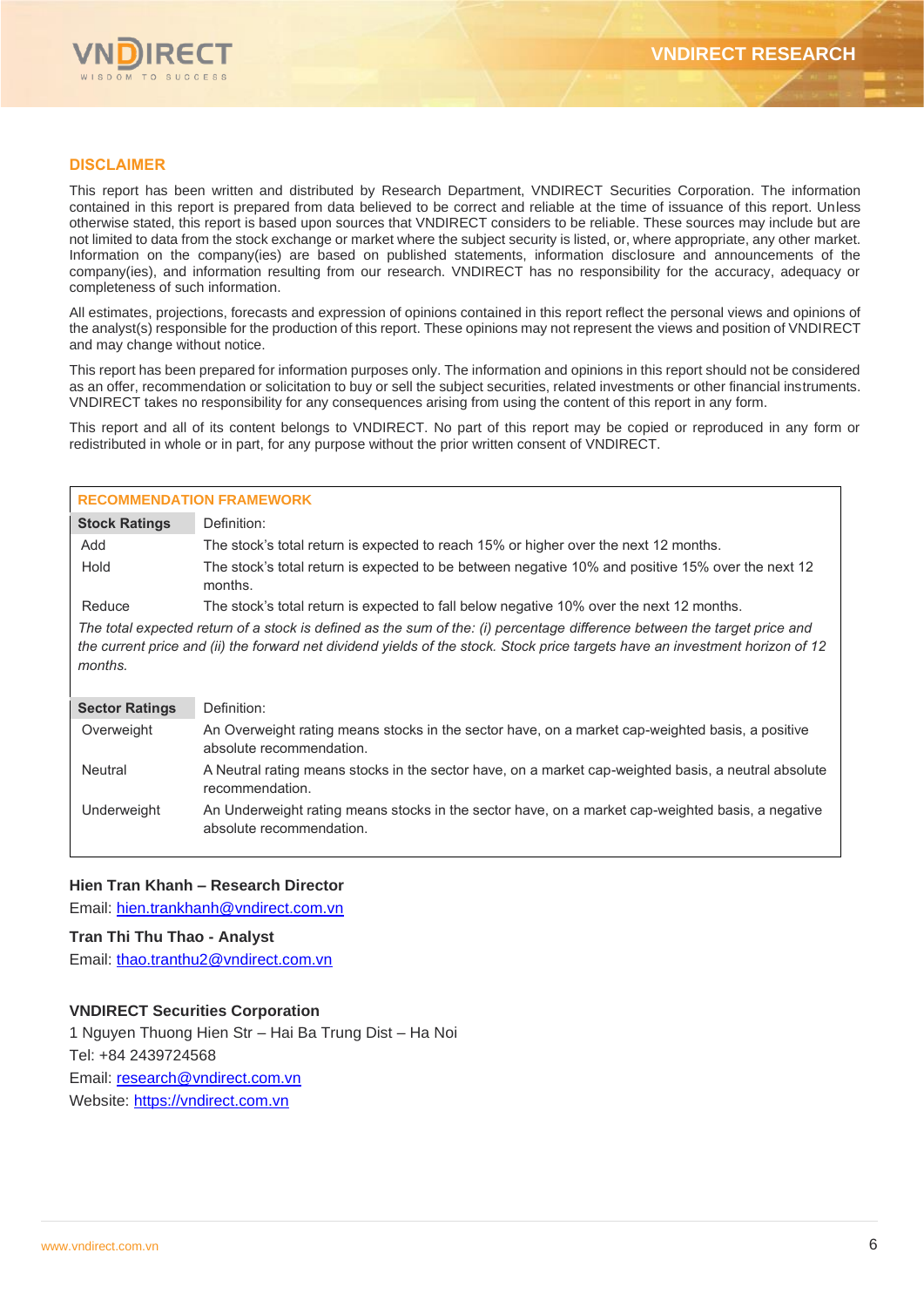## DISCLAIMER

This report has been written and distributed by Research Department, VNDIRECT Securities Corporation. The information contained in this report is prepared from data believed to be correct and reliable at the time of issuance of this report. Unless otherwise stated, this report is based upon sources that VNDIRECT considers to be reliable. These sources may include but are not limited to data from the stock exchange or market where the subject security is listed, or, where appropriate, any other market. Information on the company(ies) are based on published statements, information disclosure and announcements of the company(ies), and information resulting from our research. VNDIRECT has no responsibility for the accuracy, adequacy or completeness of such information.

All estimates, projections, forecasts and expression of opinions contained in this report reflect the personal views and opinions of the analyst(s) responsible for the production of this report. These opinions may not represent the views and position of VNDIRECT and may change without notice.

This report has been prepared for information purposes only. The information and opinions in this report should not be considered as an offer, recommendation or solicitation to buy or sell the subject securities, related investments or other financial instruments. VNDIRECT takes no responsibility for any consequences arising from using the content of this report in any form.

This report and all of its content belongs to VNDIRECT. No part of this report may be copied or reproduced in any form or redistributed in whole or in part, for any purpose without the prior written consent of VNDIRECT.

### RECOMMENDATION FRAMEWORK

| Stock Ratings | Definition: |
|---|---|
| Add | The stock's total return is expected to reach 15% or higher over the next 12 months. |
| Hold | The stock's total return is expected to be between negative 10% and positive 15% over the next 12 months. |
| Reduce | The stock's total return is expected to fall below negative 10% over the next 12 months. |

*The total expected return of a stock is defined as the sum of the: (i) percentage difference between the target price and the current price and (ii) the forward net dividend yields of the stock. Stock price targets have an investment horizon of 12 months.*

| Sector Ratings | Definition: |
|---|---|
| Overweight | An Overweight rating means stocks in the sector have, on a market cap-weighted basis, a positive absolute recommendation. |
| Neutral | A Neutral rating means stocks in the sector have, on a market cap-weighted basis, a neutral absolute recommendation. |
| Underweight | An Underweight rating means stocks in the sector have, on a market cap-weighted basis, a negative absolute recommendation. |

**Hien Tran Khanh – Research Director**
Email: hien.trankhanh@vndirect.com.vn

**Tran Thi Thu Thao - Analyst**
Email: thao.tranthu2@vndirect.com.vn

**VNDIRECT Securities Corporation**
1 Nguyen Thuong Hien Str – Hai Ba Trung Dist – Ha Noi
Tel: +84 2439724568
Email: research@vndirect.com.vn
Website: https://vndirect.com.vn